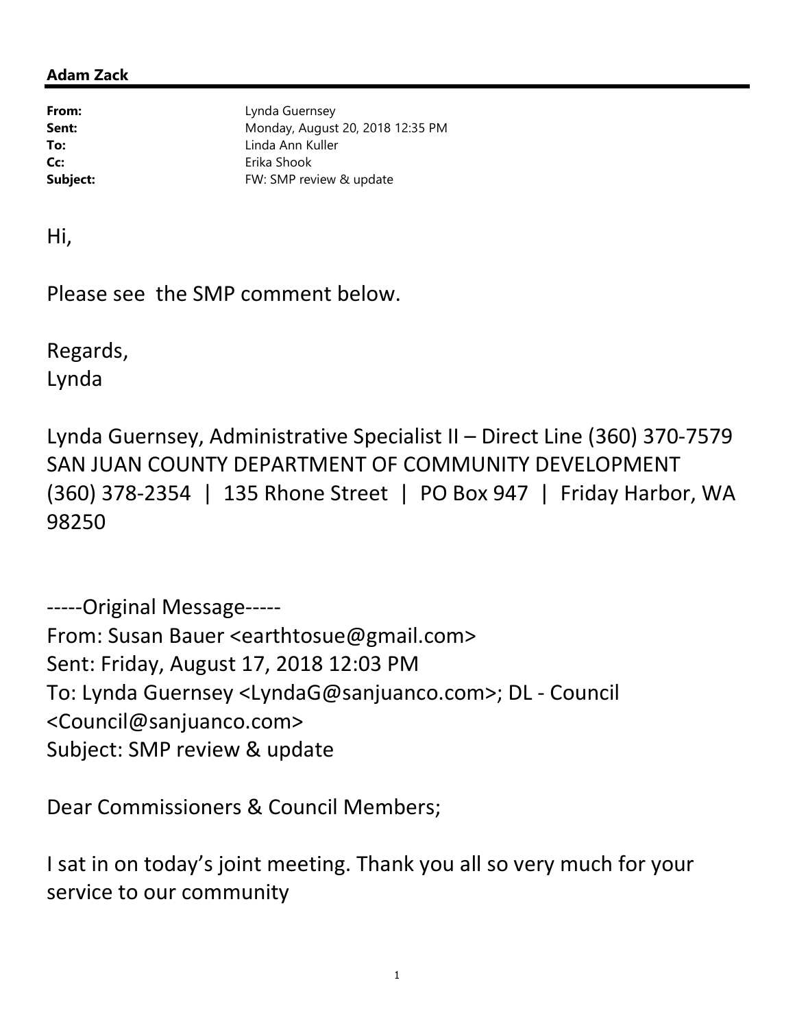**Adam Zack**

---

| | |
|---|---|
| **From:** | Lynda Guernsey |
| **Sent:** | Monday, August 20, 2018 12:35 PM |
| **To:** | Linda Ann Kuller |
| **Cc:** | Erika Shook |
| **Subject:** | FW: SMP review & update |

Hi,

Please see the SMP comment below.

Regards,
Lynda

Lynda Guernsey, Administrative Specialist II – Direct Line (360) 370-7579
SAN JUAN COUNTY DEPARTMENT OF COMMUNITY DEVELOPMENT
(360) 378-2354 | 135 Rhone Street | PO Box 947 | Friday Harbor, WA 98250

-----Original Message-----
From: Susan Bauer <earthtosue@gmail.com>
Sent: Friday, August 17, 2018 12:03 PM
To: Lynda Guernsey <LyndaG@sanjuanco.com>; DL - Council <Council@sanjuanco.com>
Subject: SMP review & update

Dear Commissioners & Council Members;

I sat in on today's joint meeting. Thank you all so very much for your service to our community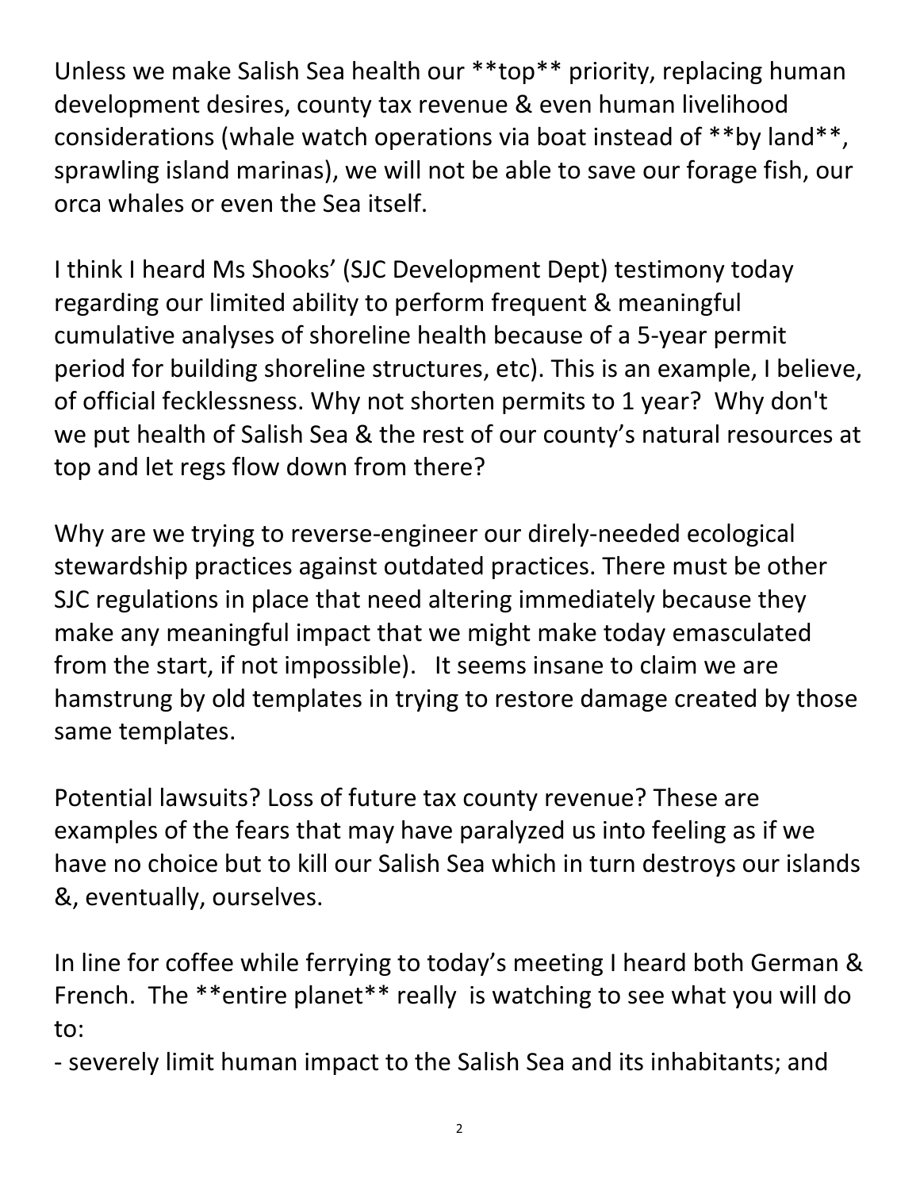Unless we make Salish Sea health our **top** priority, replacing human development desires, county tax revenue & even human livelihood considerations (whale watch operations via boat instead of **by land**, sprawling island marinas), we will not be able to save our forage fish, our orca whales or even the Sea itself.

I think I heard Ms Shooks' (SJC Development Dept) testimony today regarding our limited ability to perform frequent & meaningful cumulative analyses of shoreline health because of a 5-year permit period for building shoreline structures, etc). This is an example, I believe, of official fecklessness. Why not shorten permits to 1 year? Why don't we put health of Salish Sea & the rest of our county's natural resources at top and let regs flow down from there?

Why are we trying to reverse-engineer our direly-needed ecological stewardship practices against outdated practices. There must be other SJC regulations in place that need altering immediately because they make any meaningful impact that we might make today emasculated from the start, if not impossible). It seems insane to claim we are hamstrung by old templates in trying to restore damage created by those same templates.

Potential lawsuits? Loss of future tax county revenue? These are examples of the fears that may have paralyzed us into feeling as if we have no choice but to kill our Salish Sea which in turn destroys our islands &, eventually, ourselves.

In line for coffee while ferrying to today's meeting I heard both German & French. The **entire planet** really is watching to see what you will do to:

- severely limit human impact to the Salish Sea and its inhabitants; and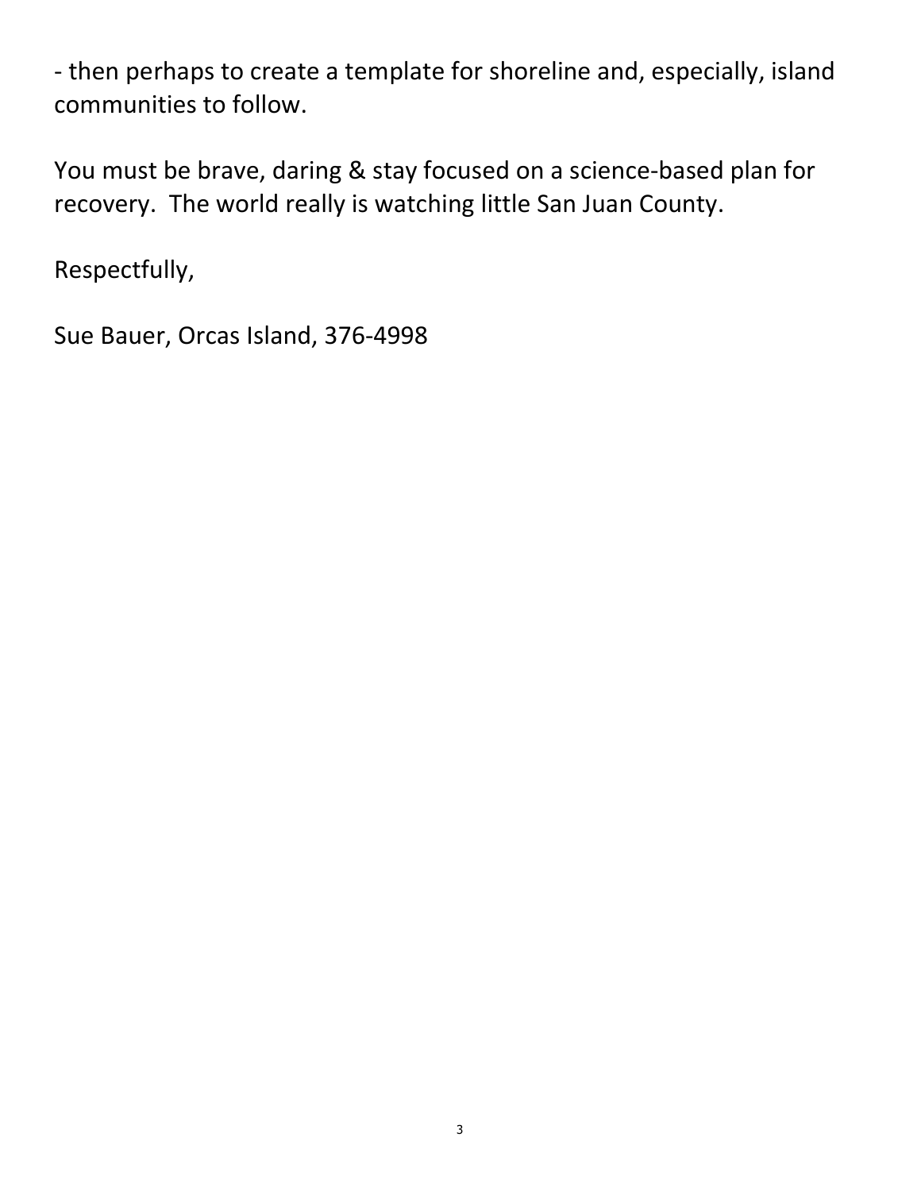- then perhaps to create a template for shoreline and, especially, island communities to follow.

You must be brave, daring & stay focused on a science-based plan for recovery. The world really is watching little San Juan County.

Respectfully,

Sue Bauer, Orcas Island, 376-4998